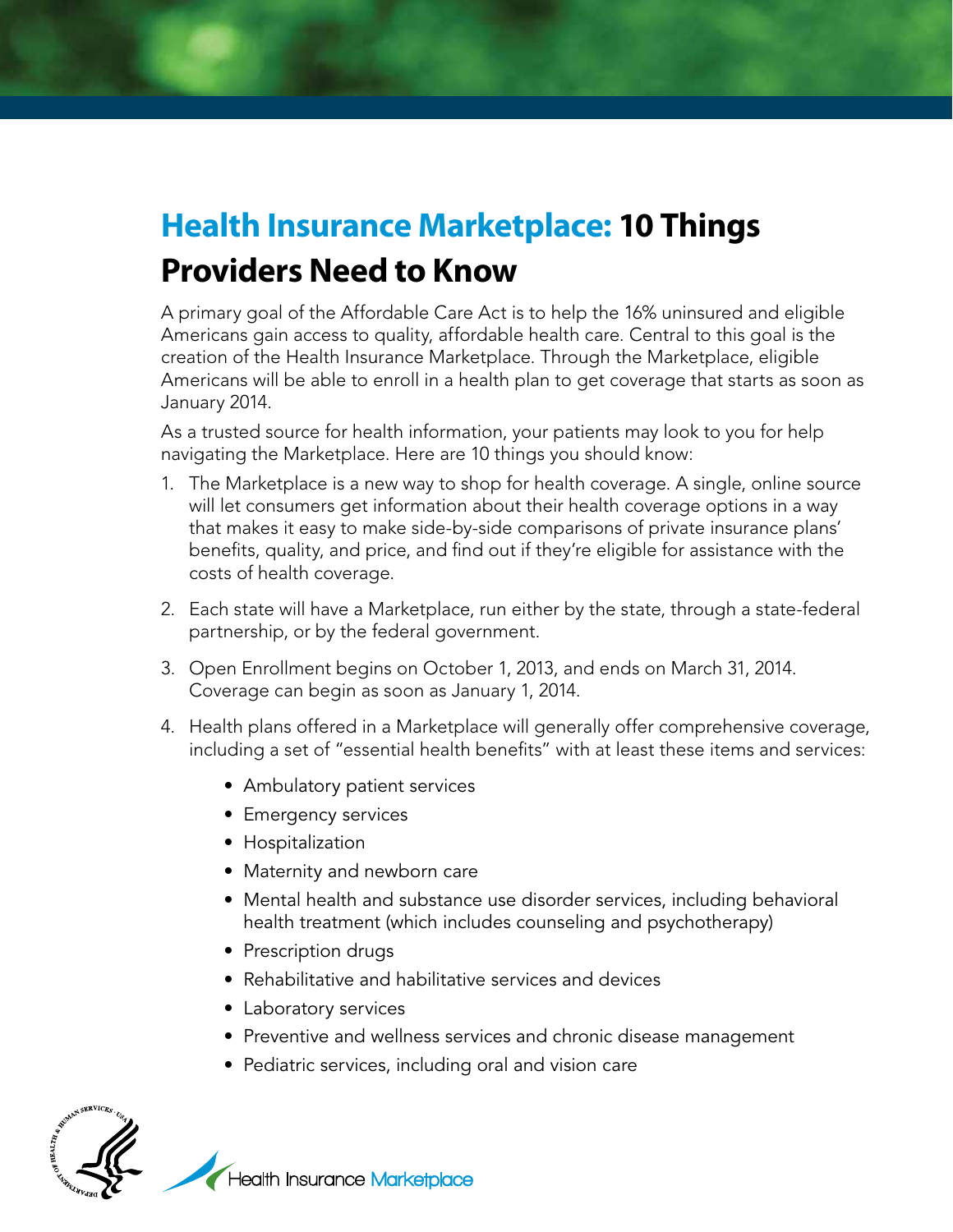# Health Insurance Marketplace: 10 Things Providers Need to Know

A primary goal of the Affordable Care Act is to help the 16% uninsured and eligible Americans gain access to quality, affordable health care. Central to this goal is the creation of the Health Insurance Marketplace. Through the Marketplace, eligible Americans will be able to enroll in a health plan to get coverage that starts as soon as January 2014.

As a trusted source for health information, your patients may look to you for help navigating the Marketplace. Here are 10 things you should know:

1. The Marketplace is a new way to shop for health coverage. A single, online source will let consumers get information about their health coverage options in a way that makes it easy to make side-by-side comparisons of private insurance plans' benefits, quality, and price, and find out if they're eligible for assistance with the costs of health coverage.

2. Each state will have a Marketplace, run either by the state, through a state-federal partnership, or by the federal government.

3. Open Enrollment begins on October 1, 2013, and ends on March 31, 2014. Coverage can begin as soon as January 1, 2014.

4. Health plans offered in a Marketplace will generally offer comprehensive coverage, including a set of "essential health benefits" with at least these items and services:

   - Ambulatory patient services
   - Emergency services
   - Hospitalization
   - Maternity and newborn care
   - Mental health and substance use disorder services, including behavioral health treatment (which includes counseling and psychotherapy)
   - Prescription drugs
   - Rehabilitative and habilitative services and devices
   - Laboratory services
   - Preventive and wellness services and chronic disease management
   - Pediatric services, including oral and vision care

Health Insurance Marketplace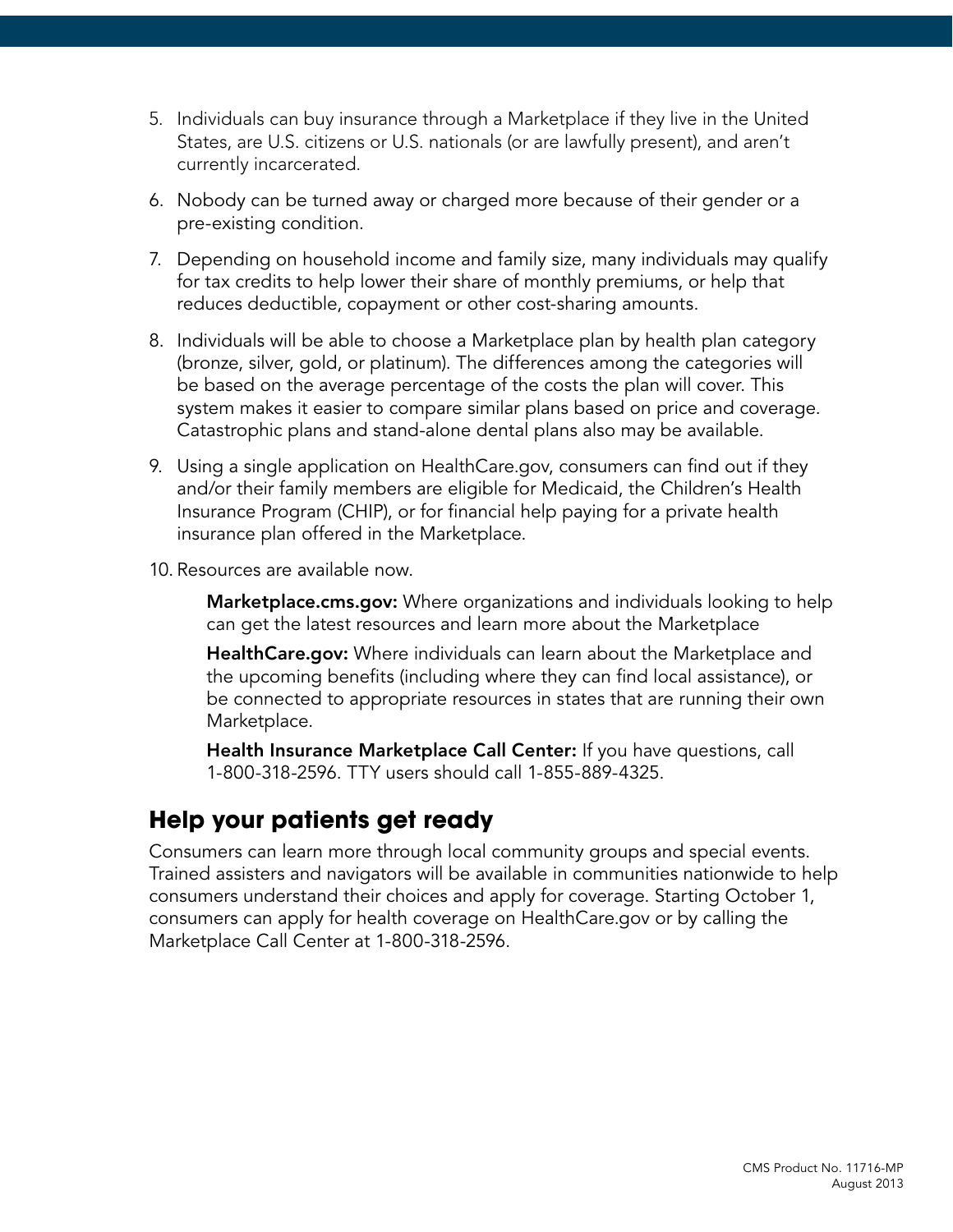5. Individuals can buy insurance through a Marketplace if they live in the United States, are U.S. citizens or U.S. nationals (or are lawfully present), and aren't currently incarcerated.

6. Nobody can be turned away or charged more because of their gender or a pre-existing condition.

7. Depending on household income and family size, many individuals may qualify for tax credits to help lower their share of monthly premiums, or help that reduces deductible, copayment or other cost-sharing amounts.

8. Individuals will be able to choose a Marketplace plan by health plan category (bronze, silver, gold, or platinum). The differences among the categories will be based on the average percentage of the costs the plan will cover. This system makes it easier to compare similar plans based on price and coverage. Catastrophic plans and stand-alone dental plans also may be available.

9. Using a single application on HealthCare.gov, consumers can find out if they and/or their family members are eligible for Medicaid, the Children's Health Insurance Program (CHIP), or for financial help paying for a private health insurance plan offered in the Marketplace.

10. Resources are available now.

    **Marketplace.cms.gov:** Where organizations and individuals looking to help can get the latest resources and learn more about the Marketplace

    **HealthCare.gov:** Where individuals can learn about the Marketplace and the upcoming benefits (including where they can find local assistance), or be connected to appropriate resources in states that are running their own Marketplace.

    **Health Insurance Marketplace Call Center:** If you have questions, call 1-800-318-2596. TTY users should call 1-855-889-4325.

## Help your patients get ready

Consumers can learn more through local community groups and special events. Trained assisters and navigators will be available in communities nationwide to help consumers understand their choices and apply for coverage. Starting October 1, consumers can apply for health coverage on HealthCare.gov or by calling the Marketplace Call Center at 1-800-318-2596.

CMS Product No. 11716-MP
August 2013